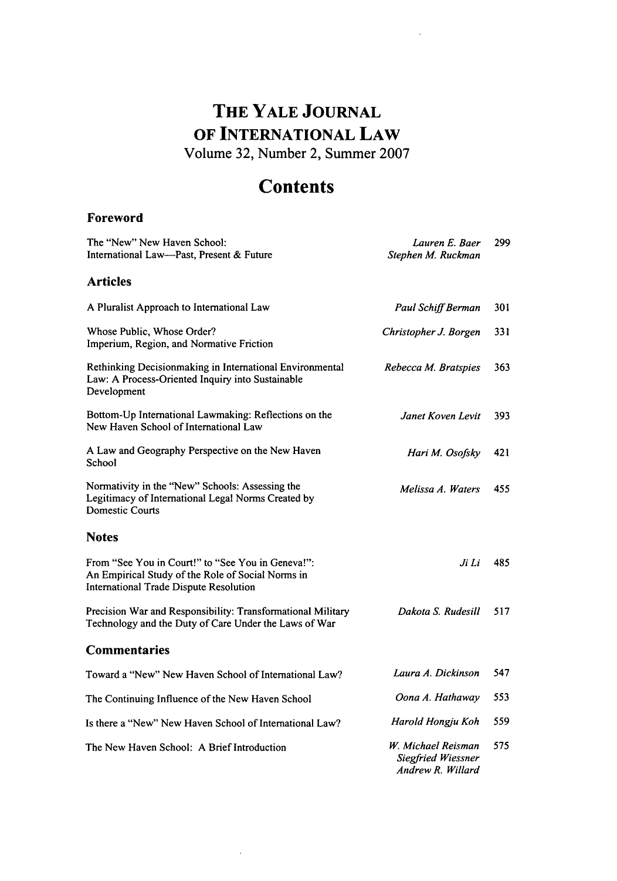# THE YALE JOURNAL OF INTERNATIONAL LAW

Volume 32, Number 2, Summer 2007

## Contents

### Foreword

| | | |
|---|---|---|
| The "New" New Haven School: International Law—Past, Present & Future | *Lauren E. Baer*<br>*Stephen M. Ruckman* | 299 |

### Articles

| | | |
|---|---|---|
| A Pluralist Approach to International Law | *Paul Schiff Berman* | 301 |
| Whose Public, Whose Order? Imperium, Region, and Normative Friction | *Christopher J. Borgen* | 331 |
| Rethinking Decisionmaking in International Environmental Law: A Process-Oriented Inquiry into Sustainable Development | *Rebecca M. Bratspies* | 363 |
| Bottom-Up International Lawmaking: Reflections on the New Haven School of International Law | *Janet Koven Levit* | 393 |
| A Law and Geography Perspective on the New Haven School | *Hari M. Osofsky* | 421 |
| Normativity in the "New" Schools: Assessing the Legitimacy of International Legal Norms Created by Domestic Courts | *Melissa A. Waters* | 455 |

### Notes

| | | |
|---|---|---|
| From "See You in Court!" to "See You in Geneva!": An Empirical Study of the Role of Social Norms in International Trade Dispute Resolution | *Ji Li* | 485 |
| Precision War and Responsibility: Transformational Military Technology and the Duty of Care Under the Laws of War | *Dakota S. Rudesill* | 517 |

### Commentaries

| | | |
|---|---|---|
| Toward a "New" New Haven School of International Law? | *Laura A. Dickinson* | 547 |
| The Continuing Influence of the New Haven School | *Oona A. Hathaway* | 553 |
| Is there a "New" New Haven School of International Law? | *Harold Hongju Koh* | 559 |
| The New Haven School: A Brief Introduction | *W. Michael Reisman*<br>*Siegfried Wiessner*<br>*Andrew R. Willard* | 575 |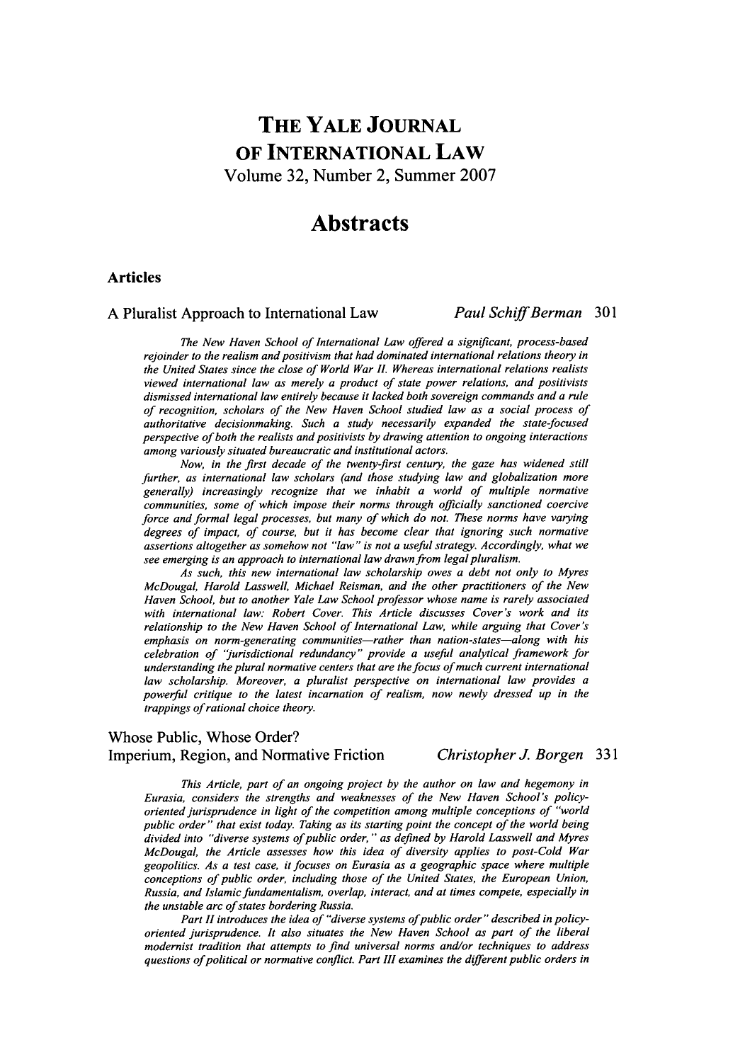# THE YALE JOURNAL OF INTERNATIONAL LAW

Volume 32, Number 2, Summer 2007

# Abstracts

## Articles

### A Pluralist Approach to International Law — *Paul Schiff Berman* 301

*The New Haven School of International Law offered a significant, process-based rejoinder to the realism and positivism that had dominated international relations theory in the United States since the close of World War II. Whereas international relations realists viewed international law as merely a product of state power relations, and positivists dismissed international law entirely because it lacked both sovereign commands and a rule of recognition, scholars of the New Haven School studied law as a social process of authoritative decisionmaking. Such a study necessarily expanded the state-focused perspective of both the realists and positivists by drawing attention to ongoing interactions among variously situated bureaucratic and institutional actors.*

*Now, in the first decade of the twenty-first century, the gaze has widened still further, as international law scholars (and those studying law and globalization more generally) increasingly recognize that we inhabit a world of multiple normative communities, some of which impose their norms through officially sanctioned coercive force and formal legal processes, but many of which do not. These norms have varying degrees of impact, of course, but it has become clear that ignoring such normative assertions altogether as somehow not "law" is not a useful strategy. Accordingly, what we see emerging is an approach to international law drawn from legal pluralism.*

*As such, this new international law scholarship owes a debt not only to Myres McDougal, Harold Lasswell, Michael Reisman, and the other practitioners of the New Haven School, but to another Yale Law School professor whose name is rarely associated with international law: Robert Cover. This Article discusses Cover's work and its relationship to the New Haven School of International Law, while arguing that Cover's emphasis on norm-generating communities—rather than nation-states—along with his celebration of "jurisdictional redundancy" provide a useful analytical framework for understanding the plural normative centers that are the focus of much current international law scholarship. Moreover, a pluralist perspective on international law provides a powerful critique to the latest incarnation of realism, now newly dressed up in the trappings of rational choice theory.*

### Whose Public, Whose Order? Imperium, Region, and Normative Friction — *Christopher J. Borgen* 331

*This Article, part of an ongoing project by the author on law and hegemony in Eurasia, considers the strengths and weaknesses of the New Haven School's policy-oriented jurisprudence in light of the competition among multiple conceptions of "world public order" that exist today. Taking as its starting point the concept of the world being divided into "diverse systems of public order," as defined by Harold Lasswell and Myres McDougal, the Article assesses how this idea of diversity applies to post-Cold War geopolitics. As a test case, it focuses on Eurasia as a geographic space where multiple conceptions of public order, including those of the United States, the European Union, Russia, and Islamic fundamentalism, overlap, interact, and at times compete, especially in the unstable arc of states bordering Russia.*

*Part II introduces the idea of "diverse systems of public order" described in policy-oriented jurisprudence. It also situates the New Haven School as part of the liberal modernist tradition that attempts to find universal norms and/or techniques to address questions of political or normative conflict. Part III examines the different public orders in*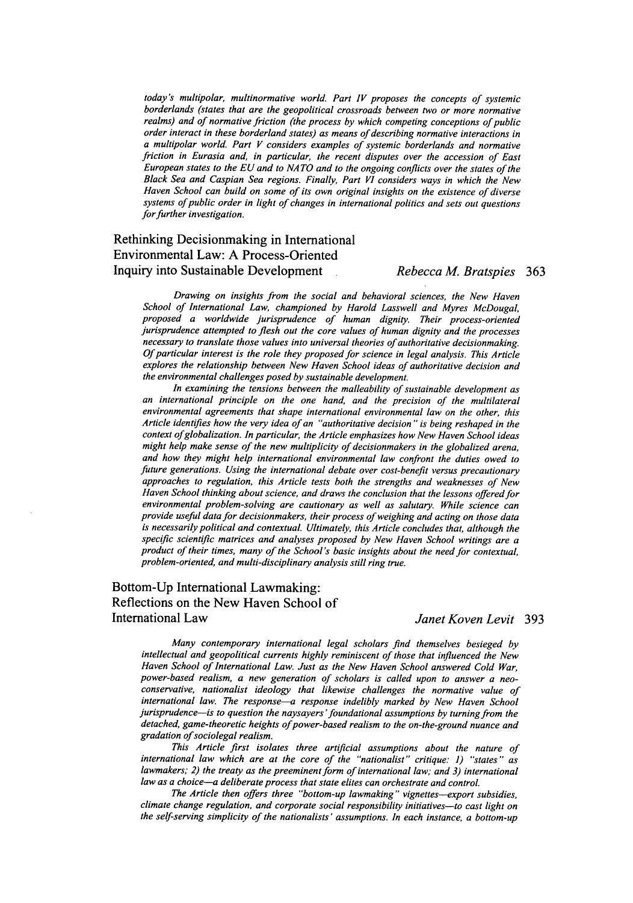*today's multipolar, multinormative world. Part IV proposes the concepts of systemic borderlands (states that are the geopolitical crossroads between two or more normative realms) and of normative friction (the process by which competing conceptions of public order interact in these borderland states) as means of describing normative interactions in a multipolar world. Part V considers examples of systemic borderlands and normative friction in Eurasia and, in particular, the recent disputes over the accession of East European states to the EU and to NATO and to the ongoing conflicts over the states of the Black Sea and Caspian Sea regions. Finally, Part VI considers ways in which the New Haven School can build on some of its own original insights on the existence of diverse systems of public order in light of changes in international politics and sets out questions for further investigation.*

## Rethinking Decisionmaking in International Environmental Law: A Process-Oriented Inquiry into Sustainable Development — *Rebecca M. Bratspies* 363

*Drawing on insights from the social and behavioral sciences, the New Haven School of International Law, championed by Harold Lasswell and Myres McDougal, proposed a worldwide jurisprudence of human dignity. Their process-oriented jurisprudence attempted to flesh out the core values of human dignity and the processes necessary to translate those values into universal theories of authoritative decisionmaking. Of particular interest is the role they proposed for science in legal analysis. This Article explores the relationship between New Haven School ideas of authoritative decision and the environmental challenges posed by sustainable development.*

*In examining the tensions between the malleability of sustainable development as an international principle on the one hand, and the precision of the multilateral environmental agreements that shape international environmental law on the other, this Article identifies how the very idea of an "authoritative decision" is being reshaped in the context of globalization. In particular, the Article emphasizes how New Haven School ideas might help make sense of the new multiplicity of decisionmakers in the globalized arena, and how they might help international environmental law confront the duties owed to future generations. Using the international debate over cost-benefit versus precautionary approaches to regulation, this Article tests both the strengths and weaknesses of New Haven School thinking about science, and draws the conclusion that the lessons offered for environmental problem-solving are cautionary as well as salutary. While science can provide useful data for decisionmakers, their process of weighing and acting on those data is necessarily political and contextual. Ultimately, this Article concludes that, although the specific scientific matrices and analyses proposed by New Haven School writings are a product of their times, many of the School's basic insights about the need for contextual, problem-oriented, and multi-disciplinary analysis still ring true.*

## Bottom-Up International Lawmaking: Reflections on the New Haven School of International Law — *Janet Koven Levit* 393

*Many contemporary international legal scholars find themselves besieged by intellectual and geopolitical currents highly reminiscent of those that influenced the New Haven School of International Law. Just as the New Haven School answered Cold War, power-based realism, a new generation of scholars is called upon to answer a neo-conservative, nationalist ideology that likewise challenges the normative value of international law. The response—a response indelibly marked by New Haven School jurisprudence—is to question the naysayers' foundational assumptions by turning from the detached, game-theoretic heights of power-based realism to the on-the-ground nuance and gradation of sociolegal realism.*

*This Article first isolates three artificial assumptions about the nature of international law which are at the core of the "nationalist" critique: 1) "states" as lawmakers; 2) the treaty as the preeminent form of international law; and 3) international law as a choice—a deliberate process that state elites can orchestrate and control.*

*The Article then offers three "bottom-up lawmaking" vignettes—export subsidies, climate change regulation, and corporate social responsibility initiatives—to cast light on the self-serving simplicity of the nationalists' assumptions. In each instance, a bottom-up*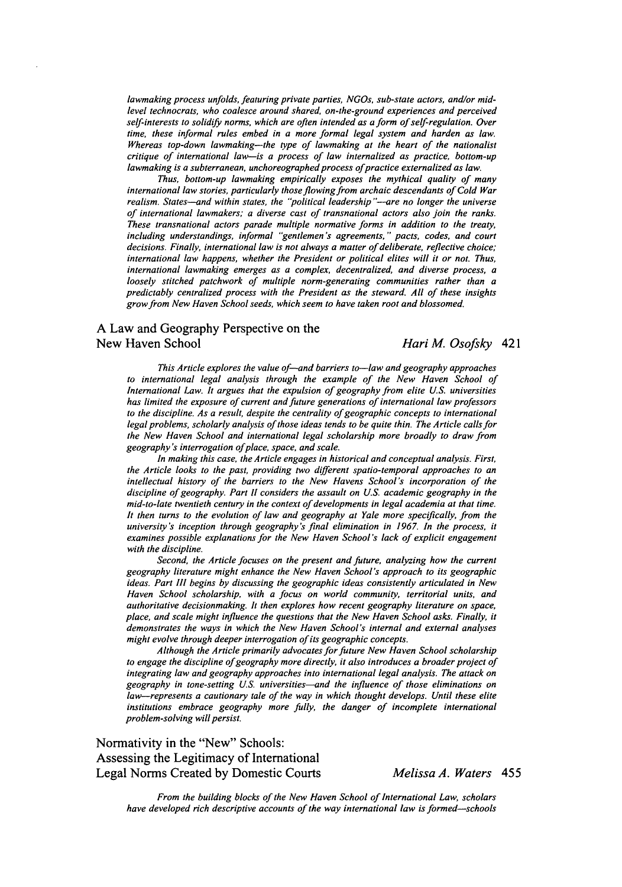*lawmaking process unfolds, featuring private parties, NGOs, sub-state actors, and/or mid-level technocrats, who coalesce around shared, on-the-ground experiences and perceived self-interests to solidify norms, which are often intended as a form of self-regulation. Over time, these informal rules embed in a more formal legal system and harden as law. Whereas top-down lawmaking—the type of lawmaking at the heart of the nationalist critique of international law—is a process of law internalized as practice, bottom-up lawmaking is a subterranean, unchoreographed process of practice externalized as law.*

*Thus, bottom-up lawmaking empirically exposes the mythical quality of many international law stories, particularly those flowing from archaic descendants of Cold War realism. States—and within states, the "political leadership"—are no longer the universe of international lawmakers; a diverse cast of transnational actors also join the ranks. These transnational actors parade multiple normative forms in addition to the treaty, including understandings, informal "gentlemen's agreements," pacts, codes, and court decisions. Finally, international law is not always a matter of deliberate, reflective choice; international law happens, whether the President or political elites will it or not. Thus, international lawmaking emerges as a complex, decentralized, and diverse process, a loosely stitched patchwork of multiple norm-generating communities rather than a predictably centralized process with the President as the steward. All of these insights grow from New Haven School seeds, which seem to have taken root and blossomed.*

## A Law and Geography Perspective on the New Haven School — *Hari M. Osofsky* 421

*This Article explores the value of—and barriers to—law and geography approaches to international legal analysis through the example of the New Haven School of International Law. It argues that the expulsion of geography from elite U.S. universities has limited the exposure of current and future generations of international law professors to the discipline. As a result, despite the centrality of geographic concepts to international legal problems, scholarly analysis of those ideas tends to be quite thin. The Article calls for the New Haven School and international legal scholarship more broadly to draw from geography's interrogation of place, space, and scale.*

*In making this case, the Article engages in historical and conceptual analysis. First, the Article looks to the past, providing two different spatio-temporal approaches to an intellectual history of the barriers to the New Havens School's incorporation of the discipline of geography. Part II considers the assault on U.S. academic geography in the mid-to-late twentieth century in the context of developments in legal academia at that time. It then turns to the evolution of law and geography at Yale more specifically, from the university's inception through geography's final elimination in 1967. In the process, it examines possible explanations for the New Haven School's lack of explicit engagement with the discipline.*

*Second, the Article focuses on the present and future, analyzing how the current geography literature might enhance the New Haven School's approach to its geographic ideas. Part III begins by discussing the geographic ideas consistently articulated in New Haven School scholarship, with a focus on world community, territorial units, and authoritative decisionmaking. It then explores how recent geography literature on space, place, and scale might influence the questions that the New Haven School asks. Finally, it demonstrates the ways in which the New Haven School's internal and external analyses might evolve through deeper interrogation of its geographic concepts.*

*Although the Article primarily advocates for future New Haven School scholarship to engage the discipline of geography more directly, it also introduces a broader project of integrating law and geography approaches into international legal analysis. The attack on geography in tone-setting U.S. universities—and the influence of those eliminations on law—represents a cautionary tale of the way in which thought develops. Until these elite institutions embrace geography more fully, the danger of incomplete international problem-solving will persist.*

## Normativity in the "New" Schools: Assessing the Legitimacy of International Legal Norms Created by Domestic Courts — *Melissa A. Waters* 455

*From the building blocks of the New Haven School of International Law, scholars have developed rich descriptive accounts of the way international law is formed—schools*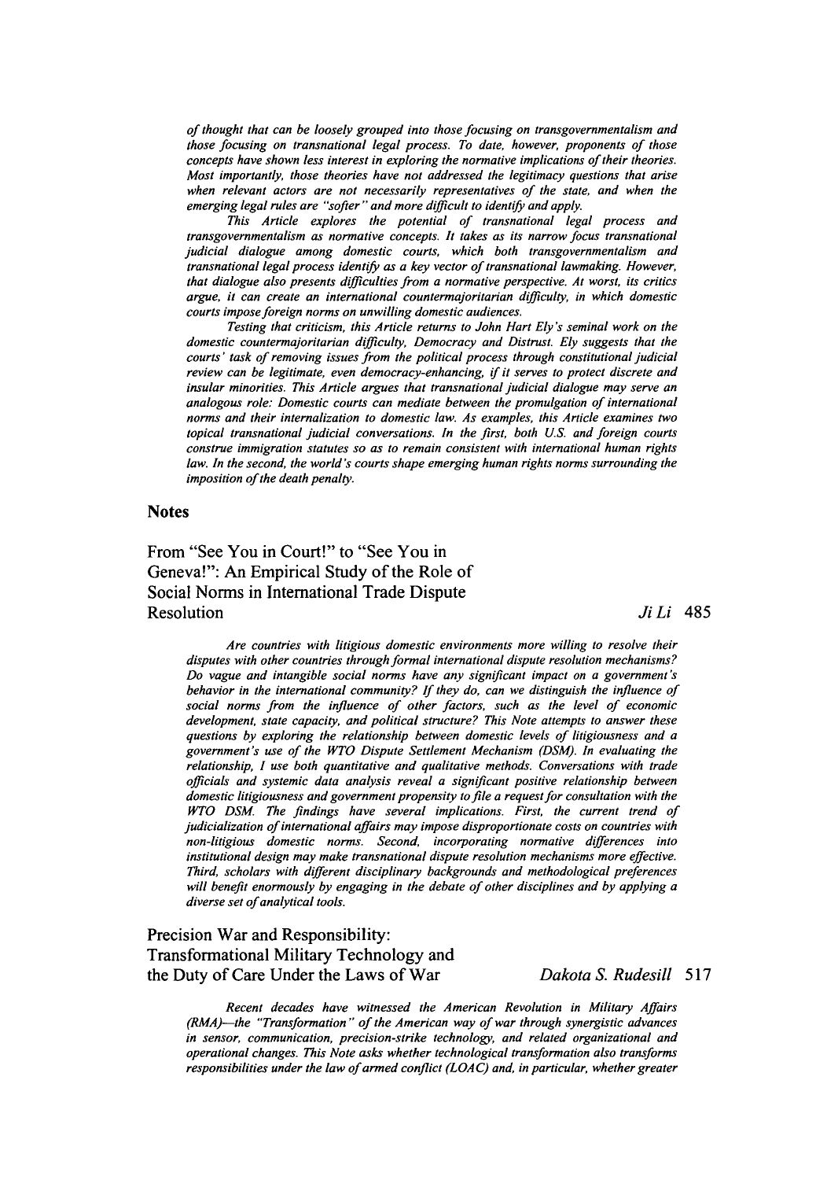*of thought that can be loosely grouped into those focusing on transgovernmentalism and those focusing on transnational legal process. To date, however, proponents of those concepts have shown less interest in exploring the normative implications of their theories. Most importantly, those theories have not addressed the legitimacy questions that arise when relevant actors are not necessarily representatives of the state, and when the emerging legal rules are "softer" and more difficult to identify and apply.*

*This Article explores the potential of transnational legal process and transgovernmentalism as normative concepts. It takes as its narrow focus transnational judicial dialogue among domestic courts, which both transgovernmentalism and transnational legal process identify as a key vector of transnational lawmaking. However, that dialogue also presents difficulties from a normative perspective. At worst, its critics argue, it can create an international countermajoritarian difficulty, in which domestic courts impose foreign norms on unwilling domestic audiences.*

*Testing that criticism, this Article returns to John Hart Ely's seminal work on the domestic countermajoritarian difficulty, Democracy and Distrust. Ely suggests that the courts' task of removing issues from the political process through constitutional judicial review can be legitimate, even democracy-enhancing, if it serves to protect discrete and insular minorities. This Article argues that transnational judicial dialogue may serve an analogous role: Domestic courts can mediate between the promulgation of international norms and their internalization to domestic law. As examples, this Article examines two topical transnational judicial conversations. In the first, both U.S. and foreign courts construe immigration statutes so as to remain consistent with international human rights law. In the second, the world's courts shape emerging human rights norms surrounding the imposition of the death penalty.*

## Notes

### From "See You in Court!" to "See You in Geneva!": An Empirical Study of the Role of Social Norms in International Trade Dispute Resolution — *Ji Li* 485

*Are countries with litigious domestic environments more willing to resolve their disputes with other countries through formal international dispute resolution mechanisms? Do vague and intangible social norms have any significant impact on a government's behavior in the international community? If they do, can we distinguish the influence of social norms from the influence of other factors, such as the level of economic development, state capacity, and political structure? This Note attempts to answer these questions by exploring the relationship between domestic levels of litigiousness and a government's use of the WTO Dispute Settlement Mechanism (DSM). In evaluating the relationship, I use both quantitative and qualitative methods. Conversations with trade officials and systemic data analysis reveal a significant positive relationship between domestic litigiousness and government propensity to file a request for consultation with the WTO DSM. The findings have several implications. First, the current trend of judicialization of international affairs may impose disproportionate costs on countries with non-litigious domestic norms. Second, incorporating normative differences into institutional design may make transnational dispute resolution mechanisms more effective. Third, scholars with different disciplinary backgrounds and methodological preferences will benefit enormously by engaging in the debate of other disciplines and by applying a diverse set of analytical tools.*

### Precision War and Responsibility: Transformational Military Technology and the Duty of Care Under the Laws of War — *Dakota S. Rudesill* 517

*Recent decades have witnessed the American Revolution in Military Affairs (RMA)—the "Transformation" of the American way of war through synergistic advances in sensor, communication, precision-strike technology, and related organizational and operational changes. This Note asks whether technological transformation also transforms responsibilities under the law of armed conflict (LOAC) and, in particular, whether greater*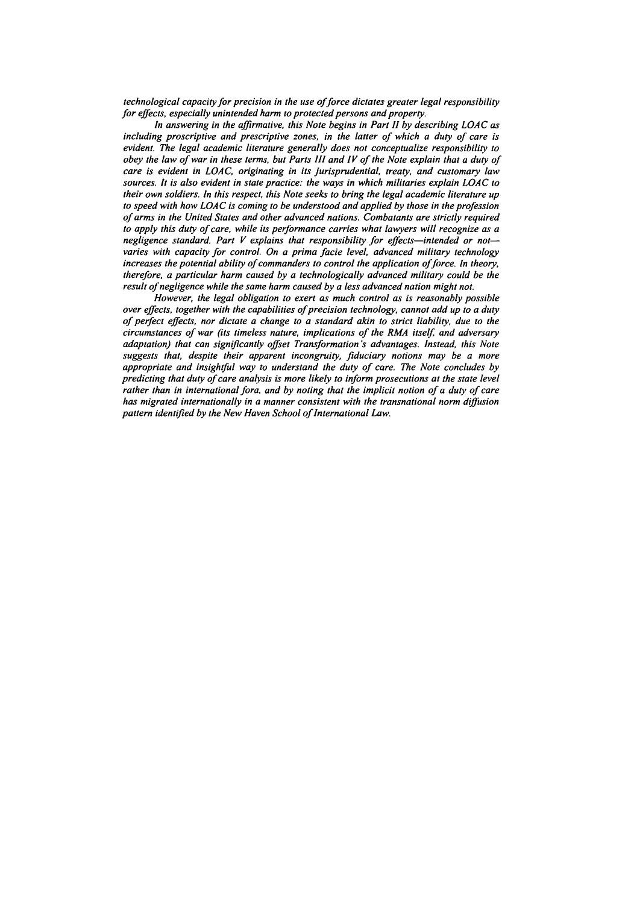*technological capacity for precision in the use of force dictates greater legal responsibility for effects, especially unintended harm to protected persons and property.*

*In answering in the affirmative, this Note begins in Part II by describing LOAC as including proscriptive and prescriptive zones, in the latter of which a duty of care is evident. The legal academic literature generally does not conceptualize responsibility to obey the law of war in these terms, but Parts III and IV of the Note explain that a duty of care is evident in LOAC, originating in its jurisprudential, treaty, and customary law sources. It is also evident in state practice: the ways in which militaries explain LOAC to their own soldiers. In this respect, this Note seeks to bring the legal academic literature up to speed with how LOAC is coming to be understood and applied by those in the profession of arms in the United States and other advanced nations. Combatants are strictly required to apply this duty of care, while its performance carries what lawyers will recognize as a negligence standard. Part V explains that responsibility for effects—intended or not—varies with capacity for control. On a prima facie level, advanced military technology increases the potential ability of commanders to control the application of force. In theory, therefore, a particular harm caused by a technologically advanced military could be the result of negligence while the same harm caused by a less advanced nation might not.*

*However, the legal obligation to exert as much control as is reasonably possible over effects, together with the capabilities of precision technology, cannot add up to a duty of perfect effects, nor dictate a change to a standard akin to strict liability, due to the circumstances of war (its timeless nature, implications of the RMA itself, and adversary adaptation) that can significantly offset Transformation's advantages. Instead, this Note suggests that, despite their apparent incongruity, fiduciary notions may be a more appropriate and insightful way to understand the duty of care. The Note concludes by predicting that duty of care analysis is more likely to inform prosecutions at the state level rather than in international fora, and by noting that the implicit notion of a duty of care has migrated internationally in a manner consistent with the transnational norm diffusion pattern identified by the New Haven School of International Law.*